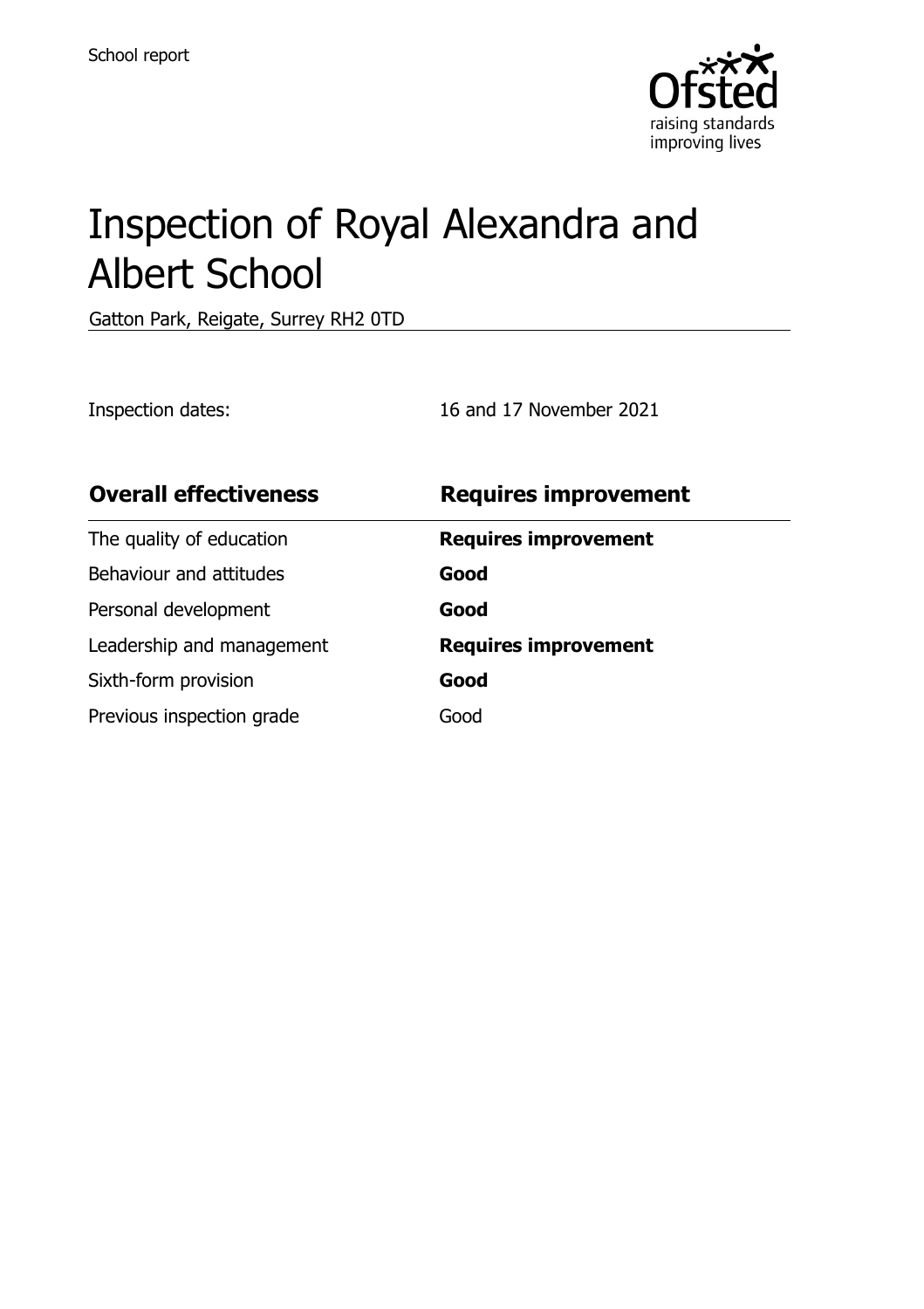School report

# Inspection of Royal Alexandra and Albert School

Gatton Park, Reigate, Surrey RH2 0TD

Inspection dates: 16 and 17 November 2021

| **Overall effectiveness** | **Requires improvement** |
| --- | --- |
| The quality of education | **Requires improvement** |
| Behaviour and attitudes | **Good** |
| Personal development | **Good** |
| Leadership and management | **Requires improvement** |
| Sixth-form provision | **Good** |
| Previous inspection grade | Good |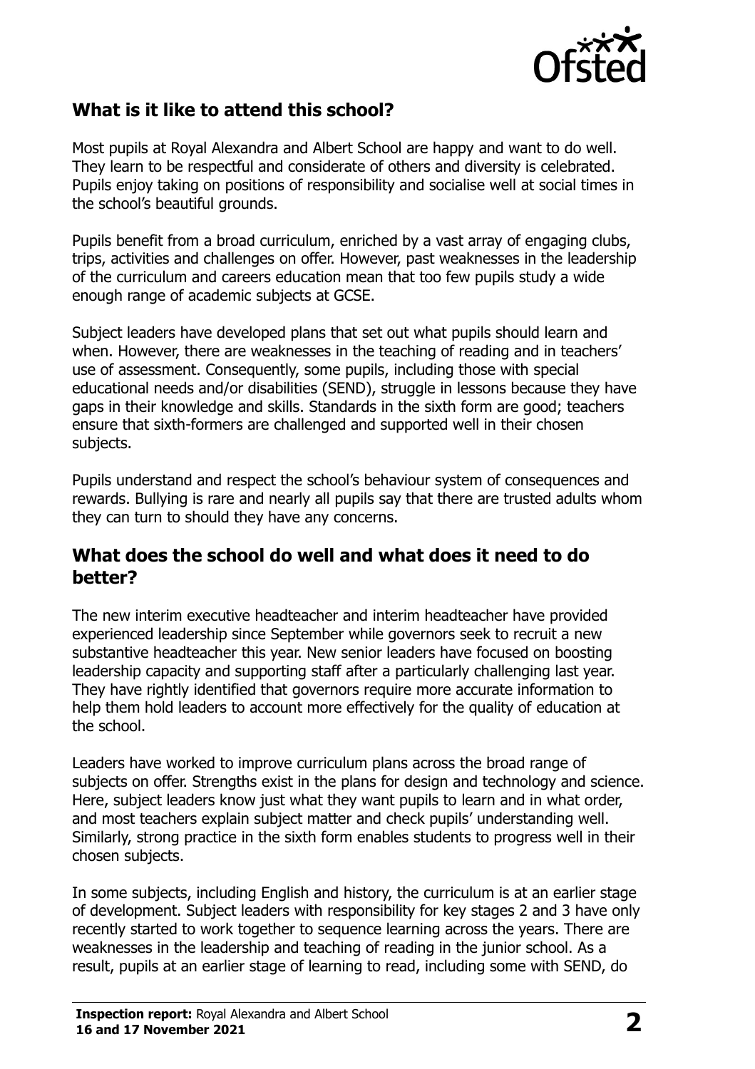## What is it like to attend this school?

Most pupils at Royal Alexandra and Albert School are happy and want to do well. They learn to be respectful and considerate of others and diversity is celebrated. Pupils enjoy taking on positions of responsibility and socialise well at social times in the school's beautiful grounds.

Pupils benefit from a broad curriculum, enriched by a vast array of engaging clubs, trips, activities and challenges on offer. However, past weaknesses in the leadership of the curriculum and careers education mean that too few pupils study a wide enough range of academic subjects at GCSE.

Subject leaders have developed plans that set out what pupils should learn and when. However, there are weaknesses in the teaching of reading and in teachers' use of assessment. Consequently, some pupils, including those with special educational needs and/or disabilities (SEND), struggle in lessons because they have gaps in their knowledge and skills. Standards in the sixth form are good; teachers ensure that sixth-formers are challenged and supported well in their chosen subjects.

Pupils understand and respect the school's behaviour system of consequences and rewards. Bullying is rare and nearly all pupils say that there are trusted adults whom they can turn to should they have any concerns.

## What does the school do well and what does it need to do better?

The new interim executive headteacher and interim headteacher have provided experienced leadership since September while governors seek to recruit a new substantive headteacher this year. New senior leaders have focused on boosting leadership capacity and supporting staff after a particularly challenging last year. They have rightly identified that governors require more accurate information to help them hold leaders to account more effectively for the quality of education at the school.

Leaders have worked to improve curriculum plans across the broad range of subjects on offer. Strengths exist in the plans for design and technology and science. Here, subject leaders know just what they want pupils to learn and in what order, and most teachers explain subject matter and check pupils' understanding well. Similarly, strong practice in the sixth form enables students to progress well in their chosen subjects.

In some subjects, including English and history, the curriculum is at an earlier stage of development. Subject leaders with responsibility for key stages 2 and 3 have only recently started to work together to sequence learning across the years. There are weaknesses in the leadership and teaching of reading in the junior school. As a result, pupils at an earlier stage of learning to read, including some with SEND, do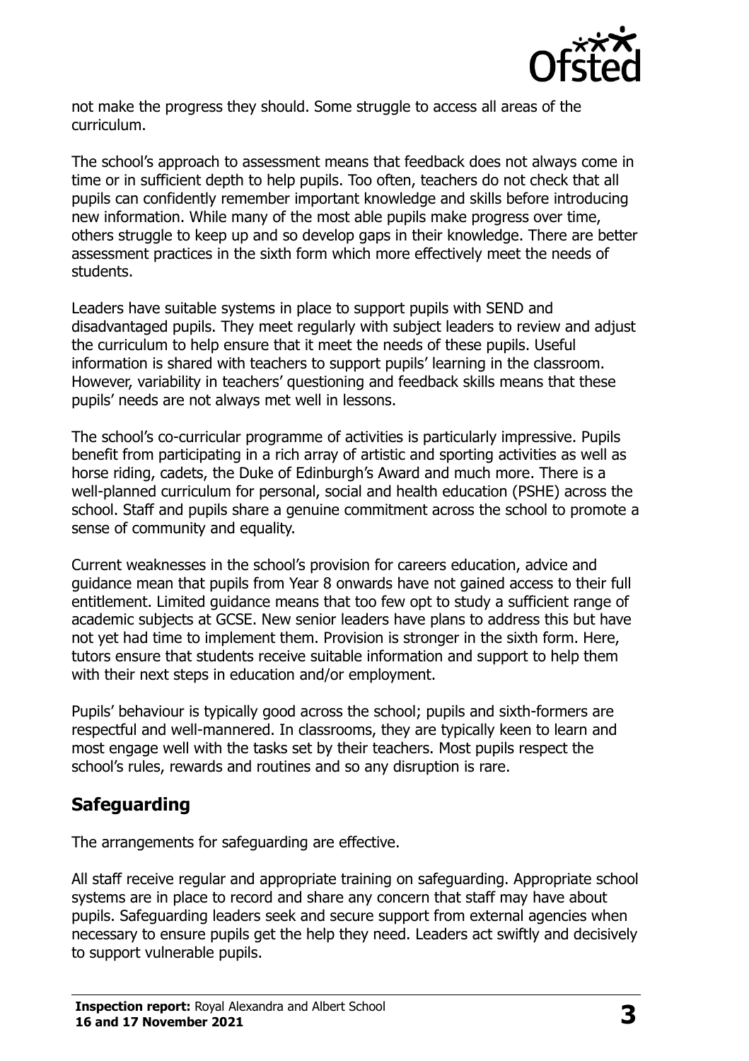not make the progress they should. Some struggle to access all areas of the curriculum.

The school's approach to assessment means that feedback does not always come in time or in sufficient depth to help pupils. Too often, teachers do not check that all pupils can confidently remember important knowledge and skills before introducing new information. While many of the most able pupils make progress over time, others struggle to keep up and so develop gaps in their knowledge. There are better assessment practices in the sixth form which more effectively meet the needs of students.

Leaders have suitable systems in place to support pupils with SEND and disadvantaged pupils. They meet regularly with subject leaders to review and adjust the curriculum to help ensure that it meet the needs of these pupils. Useful information is shared with teachers to support pupils' learning in the classroom. However, variability in teachers' questioning and feedback skills means that these pupils' needs are not always met well in lessons.

The school's co-curricular programme of activities is particularly impressive. Pupils benefit from participating in a rich array of artistic and sporting activities as well as horse riding, cadets, the Duke of Edinburgh's Award and much more. There is a well-planned curriculum for personal, social and health education (PSHE) across the school. Staff and pupils share a genuine commitment across the school to promote a sense of community and equality.

Current weaknesses in the school's provision for careers education, advice and guidance mean that pupils from Year 8 onwards have not gained access to their full entitlement. Limited guidance means that too few opt to study a sufficient range of academic subjects at GCSE. New senior leaders have plans to address this but have not yet had time to implement them. Provision is stronger in the sixth form. Here, tutors ensure that students receive suitable information and support to help them with their next steps in education and/or employment.

Pupils' behaviour is typically good across the school; pupils and sixth-formers are respectful and well-mannered. In classrooms, they are typically keen to learn and most engage well with the tasks set by their teachers. Most pupils respect the school's rules, rewards and routines and so any disruption is rare.

## Safeguarding

The arrangements for safeguarding are effective.

All staff receive regular and appropriate training on safeguarding. Appropriate school systems are in place to record and share any concern that staff may have about pupils. Safeguarding leaders seek and secure support from external agencies when necessary to ensure pupils get the help they need. Leaders act swiftly and decisively to support vulnerable pupils.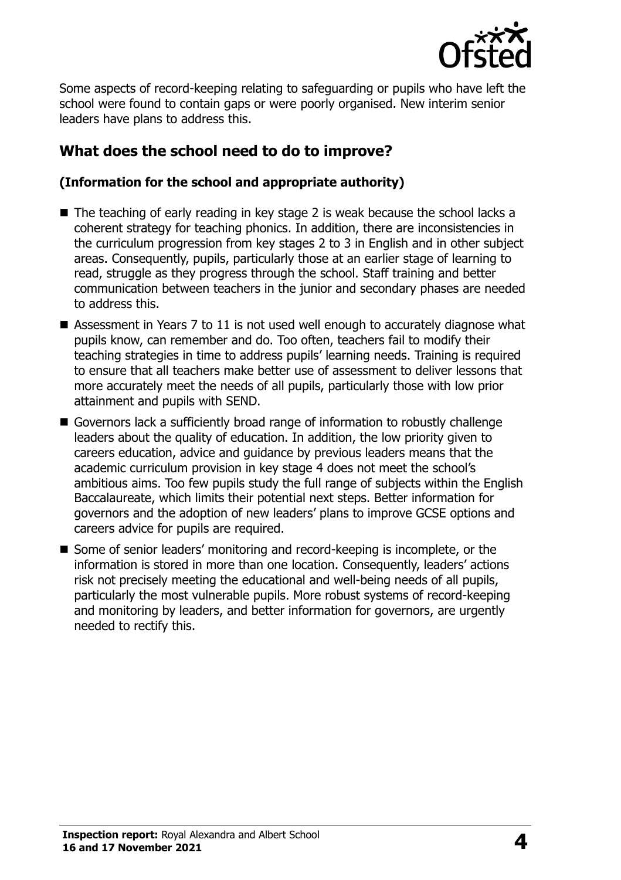Some aspects of record-keeping relating to safeguarding or pupils who have left the school were found to contain gaps or were poorly organised. New interim senior leaders have plans to address this.

## What does the school need to do to improve?

### (Information for the school and appropriate authority)

- The teaching of early reading in key stage 2 is weak because the school lacks a coherent strategy for teaching phonics. In addition, there are inconsistencies in the curriculum progression from key stages 2 to 3 in English and in other subject areas. Consequently, pupils, particularly those at an earlier stage of learning to read, struggle as they progress through the school. Staff training and better communication between teachers in the junior and secondary phases are needed to address this.
- Assessment in Years 7 to 11 is not used well enough to accurately diagnose what pupils know, can remember and do. Too often, teachers fail to modify their teaching strategies in time to address pupils' learning needs. Training is required to ensure that all teachers make better use of assessment to deliver lessons that more accurately meet the needs of all pupils, particularly those with low prior attainment and pupils with SEND.
- Governors lack a sufficiently broad range of information to robustly challenge leaders about the quality of education. In addition, the low priority given to careers education, advice and guidance by previous leaders means that the academic curriculum provision in key stage 4 does not meet the school's ambitious aims. Too few pupils study the full range of subjects within the English Baccalaureate, which limits their potential next steps. Better information for governors and the adoption of new leaders' plans to improve GCSE options and careers advice for pupils are required.
- Some of senior leaders' monitoring and record-keeping is incomplete, or the information is stored in more than one location. Consequently, leaders' actions risk not precisely meeting the educational and well-being needs of all pupils, particularly the most vulnerable pupils. More robust systems of record-keeping and monitoring by leaders, and better information for governors, are urgently needed to rectify this.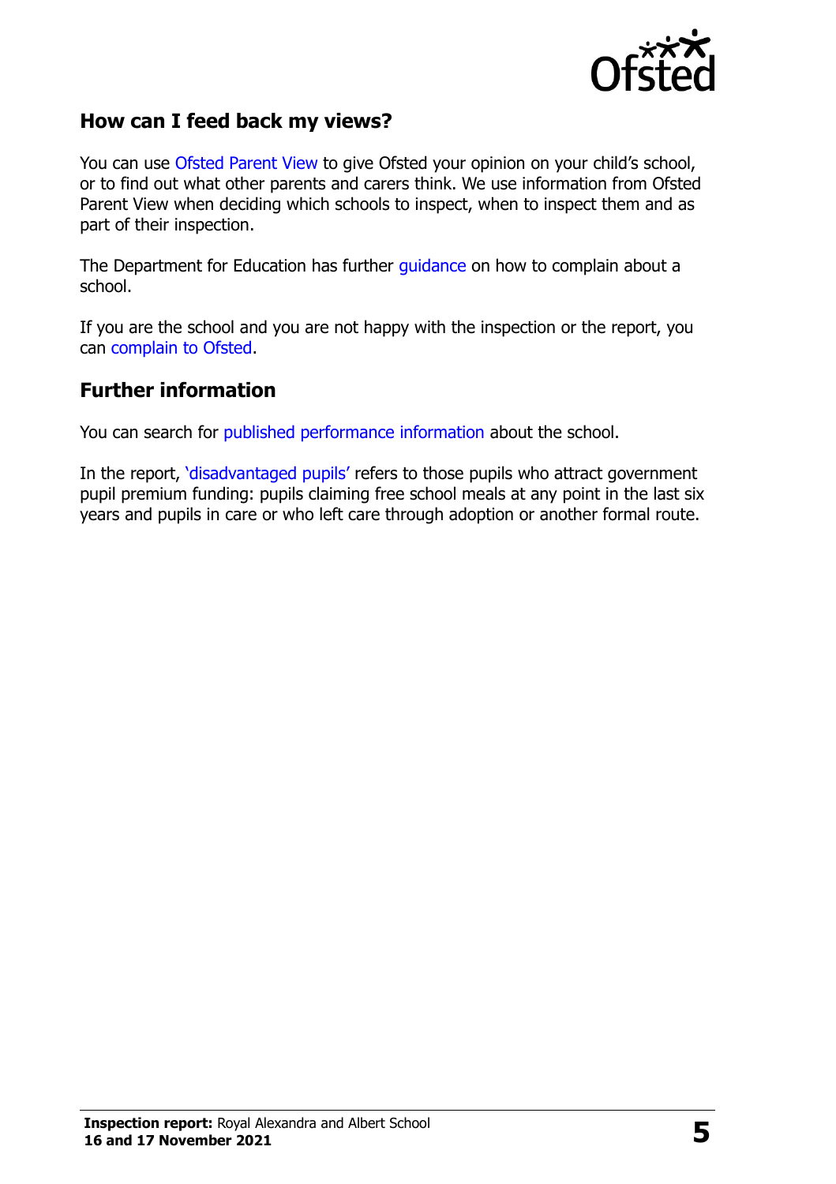## How can I feed back my views?

You can use Ofsted Parent View to give Ofsted your opinion on your child's school, or to find out what other parents and carers think. We use information from Ofsted Parent View when deciding which schools to inspect, when to inspect them and as part of their inspection.

The Department for Education has further guidance on how to complain about a school.

If you are the school and you are not happy with the inspection or the report, you can complain to Ofsted.

## Further information

You can search for published performance information about the school.

In the report, 'disadvantaged pupils' refers to those pupils who attract government pupil premium funding: pupils claiming free school meals at any point in the last six years and pupils in care or who left care through adoption or another formal route.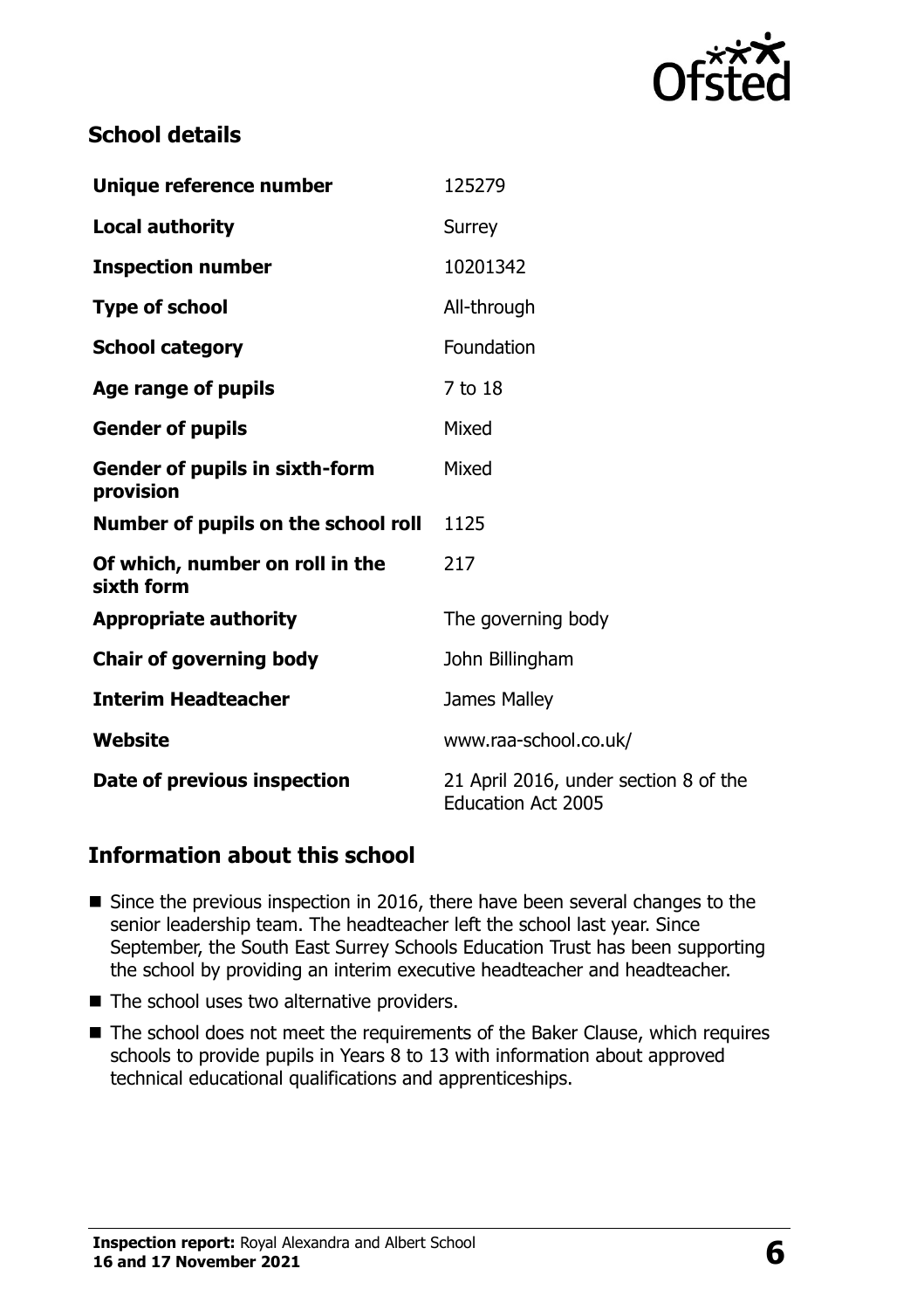## School details

| | |
|---|---|
| **Unique reference number** | 125279 |
| **Local authority** | Surrey |
| **Inspection number** | 10201342 |
| **Type of school** | All-through |
| **School category** | Foundation |
| **Age range of pupils** | 7 to 18 |
| **Gender of pupils** | Mixed |
| **Gender of pupils in sixth-form provision** | Mixed |
| **Number of pupils on the school roll** | 1125 |
| **Of which, number on roll in the sixth form** | 217 |
| **Appropriate authority** | The governing body |
| **Chair of governing body** | John Billingham |
| **Interim Headteacher** | James Malley |
| **Website** | www.raa-school.co.uk/ |
| **Date of previous inspection** | 21 April 2016, under section 8 of the Education Act 2005 |

## Information about this school

- Since the previous inspection in 2016, there have been several changes to the senior leadership team. The headteacher left the school last year. Since September, the South East Surrey Schools Education Trust has been supporting the school by providing an interim executive headteacher and headteacher.
- The school uses two alternative providers.
- The school does not meet the requirements of the Baker Clause, which requires schools to provide pupils in Years 8 to 13 with information about approved technical educational qualifications and apprenticeships.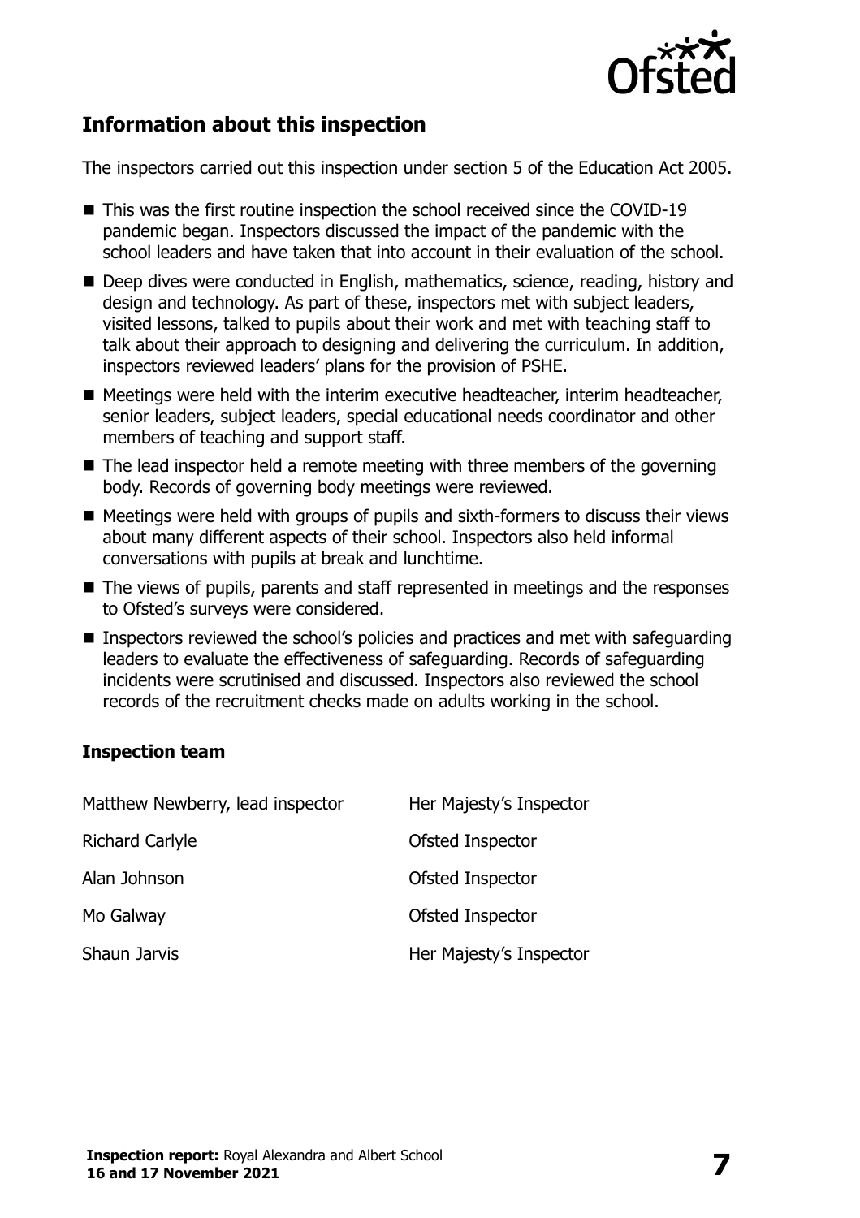## Information about this inspection

The inspectors carried out this inspection under section 5 of the Education Act 2005.

- This was the first routine inspection the school received since the COVID-19 pandemic began. Inspectors discussed the impact of the pandemic with the school leaders and have taken that into account in their evaluation of the school.
- Deep dives were conducted in English, mathematics, science, reading, history and design and technology. As part of these, inspectors met with subject leaders, visited lessons, talked to pupils about their work and met with teaching staff to talk about their approach to designing and delivering the curriculum. In addition, inspectors reviewed leaders' plans for the provision of PSHE.
- Meetings were held with the interim executive headteacher, interim headteacher, senior leaders, subject leaders, special educational needs coordinator and other members of teaching and support staff.
- The lead inspector held a remote meeting with three members of the governing body. Records of governing body meetings were reviewed.
- Meetings were held with groups of pupils and sixth-formers to discuss their views about many different aspects of their school. Inspectors also held informal conversations with pupils at break and lunchtime.
- The views of pupils, parents and staff represented in meetings and the responses to Ofsted's surveys were considered.
- Inspectors reviewed the school's policies and practices and met with safeguarding leaders to evaluate the effectiveness of safeguarding. Records of safeguarding incidents were scrutinised and discussed. Inspectors also reviewed the school records of the recruitment checks made on adults working in the school.

### Inspection team

| | |
|---|---|
| Matthew Newberry, lead inspector | Her Majesty's Inspector |
| Richard Carlyle | Ofsted Inspector |
| Alan Johnson | Ofsted Inspector |
| Mo Galway | Ofsted Inspector |
| Shaun Jarvis | Her Majesty's Inspector |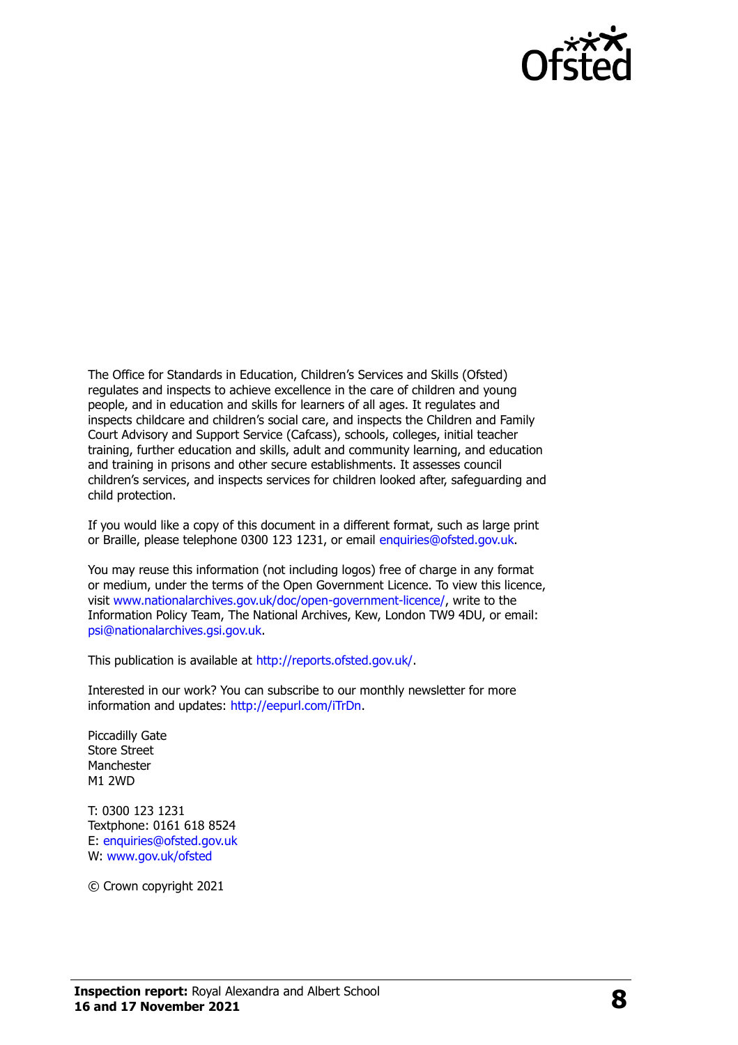The Office for Standards in Education, Children's Services and Skills (Ofsted) regulates and inspects to achieve excellence in the care of children and young people, and in education and skills for learners of all ages. It regulates and inspects childcare and children's social care, and inspects the Children and Family Court Advisory and Support Service (Cafcass), schools, colleges, initial teacher training, further education and skills, adult and community learning, and education and training in prisons and other secure establishments. It assesses council children's services, and inspects services for children looked after, safeguarding and child protection.

If you would like a copy of this document in a different format, such as large print or Braille, please telephone 0300 123 1231, or email enquiries@ofsted.gov.uk.

You may reuse this information (not including logos) free of charge in any format or medium, under the terms of the Open Government Licence. To view this licence, visit www.nationalarchives.gov.uk/doc/open-government-licence/, write to the Information Policy Team, The National Archives, Kew, London TW9 4DU, or email: psi@nationalarchives.gsi.gov.uk.

This publication is available at http://reports.ofsted.gov.uk/.

Interested in our work? You can subscribe to our monthly newsletter for more information and updates: http://eepurl.com/iTrDn.

Piccadilly Gate
Store Street
Manchester
M1 2WD

T: 0300 123 1231
Textphone: 0161 618 8524
E: enquiries@ofsted.gov.uk
W: www.gov.uk/ofsted

© Crown copyright 2021